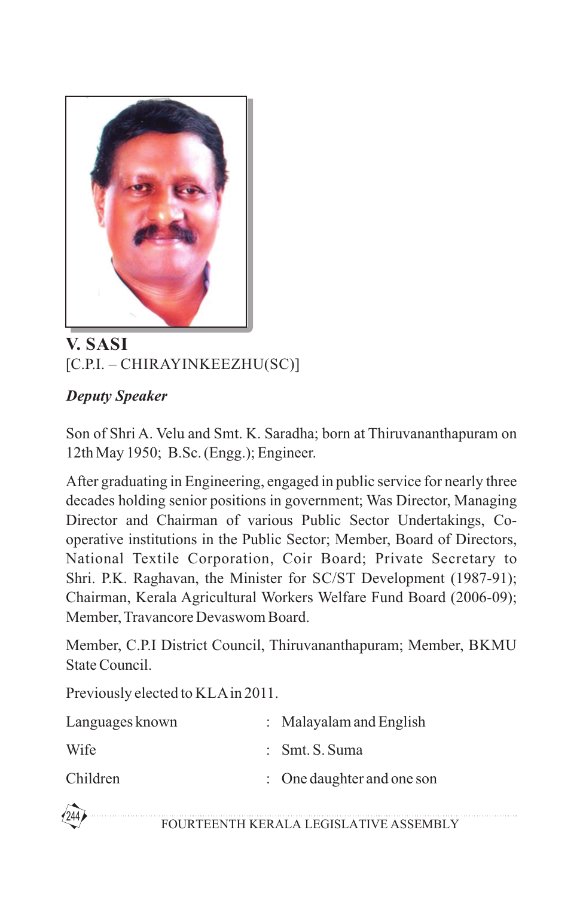## V. SASI

[C.P.I. – CHIRAYINKEEZHU(SC)]

***Deputy Speaker***

Son of Shri A. Velu and Smt. K. Saradha; born at Thiruvananthapuram on 12th May 1950; B.Sc. (Engg.); Engineer.

After graduating in Engineering, engaged in public service for nearly three decades holding senior positions in government; Was Director, Managing Director and Chairman of various Public Sector Undertakings, Co-operative institutions in the Public Sector; Member, Board of Directors, National Textile Corporation, Coir Board; Private Secretary to Shri. P.K. Raghavan, the Minister for SC/ST Development (1987-91); Chairman, Kerala Agricultural Workers Welfare Fund Board (2006-09); Member, Travancore Devaswom Board.

Member, C.P.I District Council, Thiruvananthapuram; Member, BKMU State Council.

Previously elected to KLA in 2011.

| | | |
|---|---|---|
| Languages known | : | Malayalam and English |
| Wife | : | Smt. S. Suma |
| Children | : | One daughter and one son |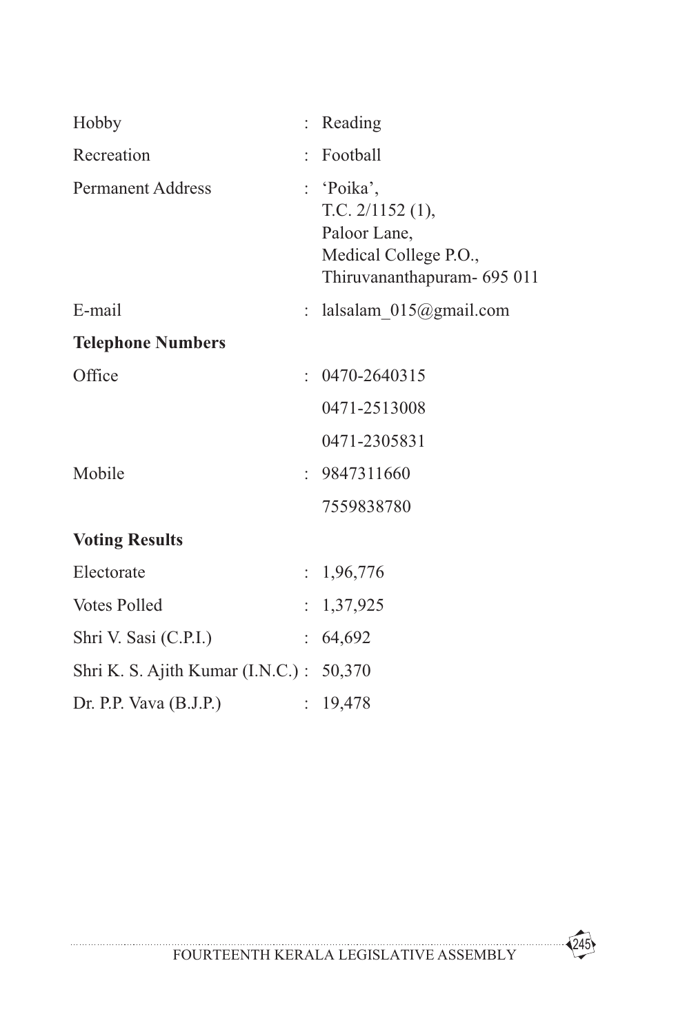| | | |
|---|---|---|
| Hobby | : | Reading |
| Recreation | : | Football |
| Permanent Address | : | 'Poika',<br>T.C. 2/1152 (1),<br>Paloor Lane,<br>Medical College P.O.,<br>Thiruvananthapuram- 695 011 |
| E-mail | : | lalsalam_015@gmail.com |

**Telephone Numbers**

| | | |
|---|---|---|
| Office | : | 0470-2640315 |
| | | 0471-2513008 |
| | | 0471-2305831 |
| Mobile | : | 9847311660 |
| | | 7559838780 |

**Voting Results**

| | | |
|---|---|---|
| Electorate | : | 1,96,776 |
| Votes Polled | : | 1,37,925 |
| Shri V. Sasi (C.P.I.) | : | 64,692 |
| Shri K. S. Ajith Kumar (I.N.C.) | : | 50,370 |
| Dr. P.P. Vava (B.J.P.) | : | 19,478 |